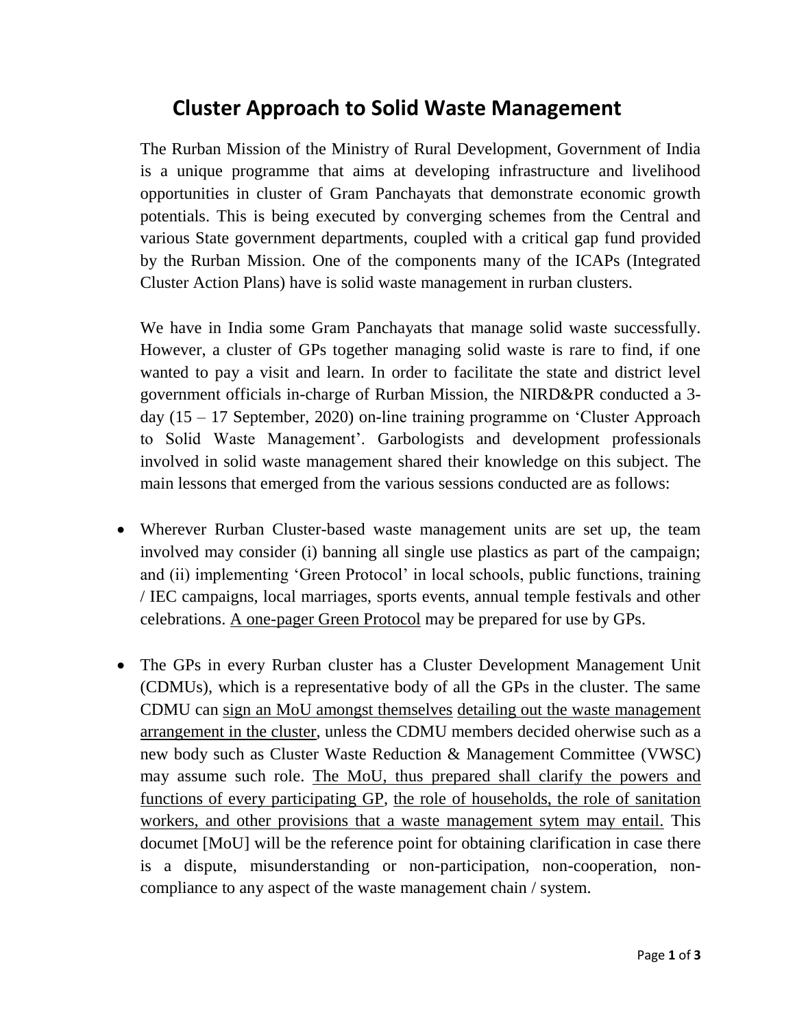# Cluster Approach to Solid Waste Management

The Rurban Mission of the Ministry of Rural Development, Government of India is a unique programme that aims at developing infrastructure and livelihood opportunities in cluster of Gram Panchayats that demonstrate economic growth potentials. This is being executed by converging schemes from the Central and various State government departments, coupled with a critical gap fund provided by the Rurban Mission. One of the components many of the ICAPs (Integrated Cluster Action Plans) have is solid waste management in rurban clusters.

We have in India some Gram Panchayats that manage solid waste successfully. However, a cluster of GPs together managing solid waste is rare to find, if one wanted to pay a visit and learn. In order to facilitate the state and district level government officials in-charge of Rurban Mission, the NIRD&PR conducted a 3-day (15 – 17 September, 2020) on-line training programme on 'Cluster Approach to Solid Waste Management'. Garbologists and development professionals involved in solid waste management shared their knowledge on this subject. The main lessons that emerged from the various sessions conducted are as follows:

- Wherever Rurban Cluster-based waste management units are set up, the team involved may consider (i) banning all single use plastics as part of the campaign; and (ii) implementing 'Green Protocol' in local schools, public functions, training / IEC campaigns, local marriages, sports events, annual temple festivals and other celebrations. <u>A one-pager Green Protocol</u> may be prepared for use by GPs.

- The GPs in every Rurban cluster has a Cluster Development Management Unit (CDMUs), which is a representative body of all the GPs in the cluster. The same CDMU can <u>sign an MoU amongst themselves</u> <u>detailing out the waste management arrangement in the cluster</u>, unless the CDMU members decided oherwise such as a new body such as Cluster Waste Reduction & Management Committee (VWSC) may assume such role. <u>The MoU, thus prepared shall clarify the powers and functions of every participating GP</u>, <u>the role of households, the role of sanitation workers, and other provisions that a waste management sytem may entail.</u> This documet [MoU] will be the reference point for obtaining clarification in case there is a dispute, misunderstanding or non-participation, non-cooperation, non-compliance to any aspect of the waste management chain / system.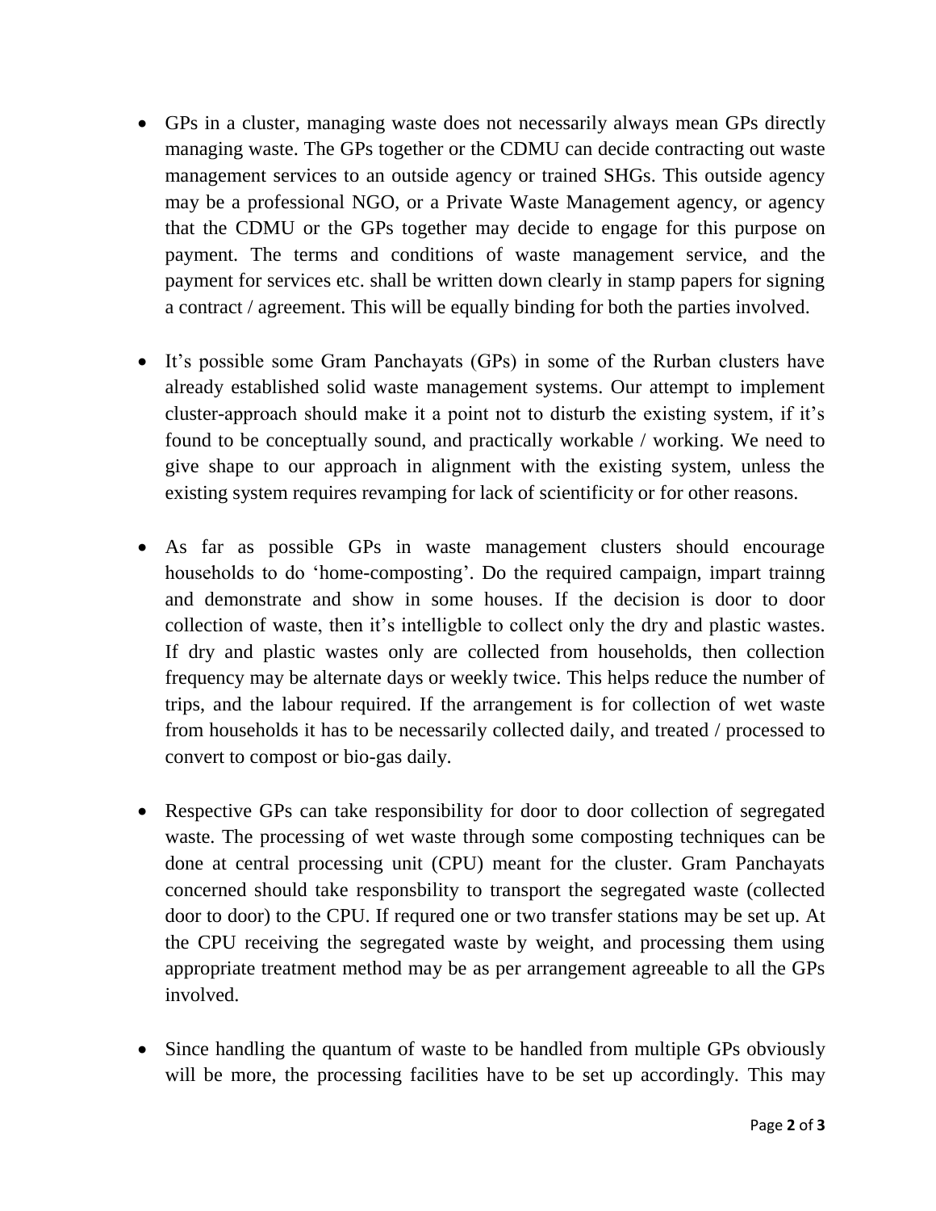- GPs in a cluster, managing waste does not necessarily always mean GPs directly managing waste. The GPs together or the CDMU can decide contracting out waste management services to an outside agency or trained SHGs. This outside agency may be a professional NGO, or a Private Waste Management agency, or agency that the CDMU or the GPs together may decide to engage for this purpose on payment. The terms and conditions of waste management service, and the payment for services etc. shall be written down clearly in stamp papers for signing a contract / agreement. This will be equally binding for both the parties involved.

- It's possible some Gram Panchayats (GPs) in some of the Rurban clusters have already established solid waste management systems. Our attempt to implement cluster-approach should make it a point not to disturb the existing system, if it's found to be conceptually sound, and practically workable / working. We need to give shape to our approach in alignment with the existing system, unless the existing system requires revamping for lack of scientificity or for other reasons.

- As far as possible GPs in waste management clusters should encourage households to do 'home-composting'. Do the required campaign, impart trainng and demonstrate and show in some houses. If the decision is door to door collection of waste, then it's intelligble to collect only the dry and plastic wastes. If dry and plastic wastes only are collected from households, then collection frequency may be alternate days or weekly twice. This helps reduce the number of trips, and the labour required. If the arrangement is for collection of wet waste from households it has to be necessarily collected daily, and treated / processed to convert to compost or bio-gas daily.

- Respective GPs can take responsibility for door to door collection of segregated waste. The processing of wet waste through some composting techniques can be done at central processing unit (CPU) meant for the cluster. Gram Panchayats concerned should take responsbility to transport the segregated waste (collected door to door) to the CPU. If requred one or two transfer stations may be set up. At the CPU receiving the segregated waste by weight, and processing them using appropriate treatment method may be as per arrangement agreeable to all the GPs involved.

- Since handling the quantum of waste to be handled from multiple GPs obviously will be more, the processing facilities have to be set up accordingly. This may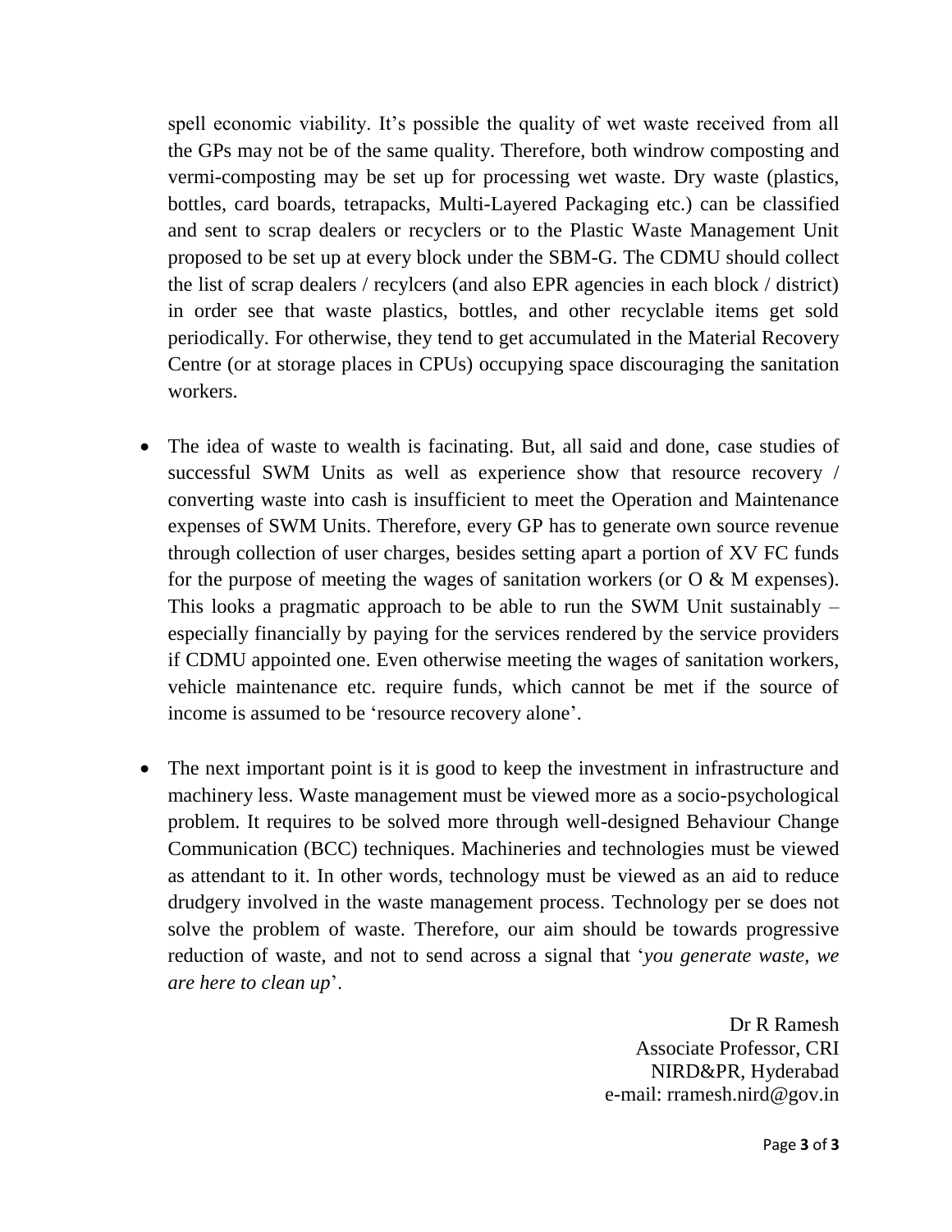spell economic viability. It's possible the quality of wet waste received from all the GPs may not be of the same quality. Therefore, both windrow composting and vermi-composting may be set up for processing wet waste. Dry waste (plastics, bottles, card boards, tetrapacks, Multi-Layered Packaging etc.) can be classified and sent to scrap dealers or recyclers or to the Plastic Waste Management Unit proposed to be set up at every block under the SBM-G. The CDMU should collect the list of scrap dealers / recylcers (and also EPR agencies in each block / district) in order see that waste plastics, bottles, and other recyclable items get sold periodically. For otherwise, they tend to get accumulated in the Material Recovery Centre (or at storage places in CPUs) occupying space discouraging the sanitation workers.

- The idea of waste to wealth is facinating. But, all said and done, case studies of successful SWM Units as well as experience show that resource recovery / converting waste into cash is insufficient to meet the Operation and Maintenance expenses of SWM Units. Therefore, every GP has to generate own source revenue through collection of user charges, besides setting apart a portion of XV FC funds for the purpose of meeting the wages of sanitation workers (or O & M expenses). This looks a pragmatic approach to be able to run the SWM Unit sustainably – especially financially by paying for the services rendered by the service providers if CDMU appointed one. Even otherwise meeting the wages of sanitation workers, vehicle maintenance etc. require funds, which cannot be met if the source of income is assumed to be 'resource recovery alone'.

- The next important point is it is good to keep the investment in infrastructure and machinery less. Waste management must be viewed more as a socio-psychological problem. It requires to be solved more through well-designed Behaviour Change Communication (BCC) techniques. Machineries and technologies must be viewed as attendant to it. In other words, technology must be viewed as an aid to reduce drudgery involved in the waste management process. Technology per se does not solve the problem of waste. Therefore, our aim should be towards progressive reduction of waste, and not to send across a signal that '*you generate waste, we are here to clean up*'.

Dr R Ramesh
Associate Professor, CRI
NIRD&PR, Hyderabad
e-mail: rramesh.nird@gov.in